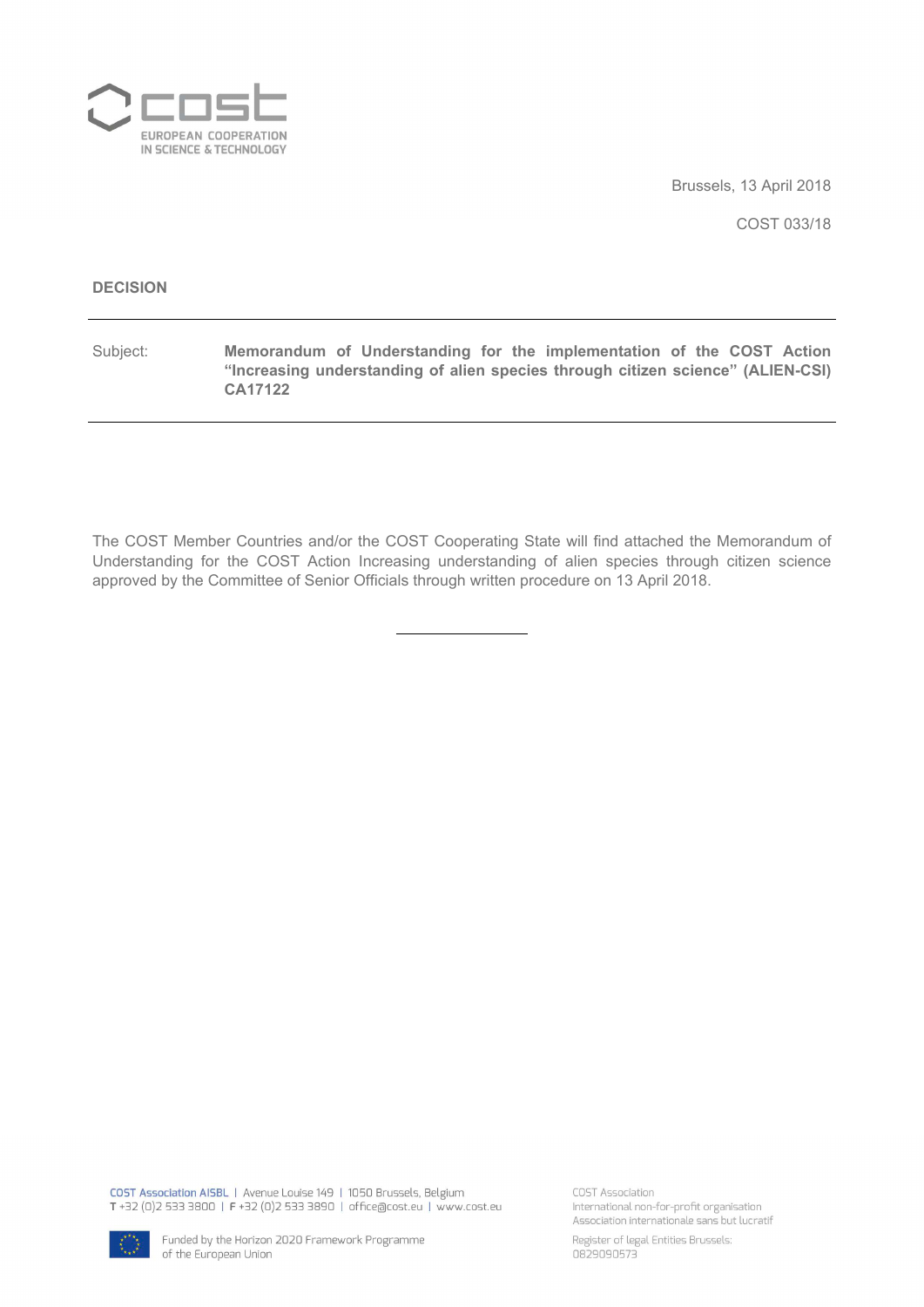Brussels, 13 April 2018

COST 033/18

**DECISION**

Subject: **Memorandum of Understanding for the implementation of the COST Action "Increasing understanding of alien species through citizen science" (ALIEN-CSI) CA17122**

The COST Member Countries and/or the COST Cooperating State will find attached the Memorandum of Understanding for the COST Action Increasing understanding of alien species through citizen science approved by the Committee of Senior Officials through written procedure on 13 April 2018.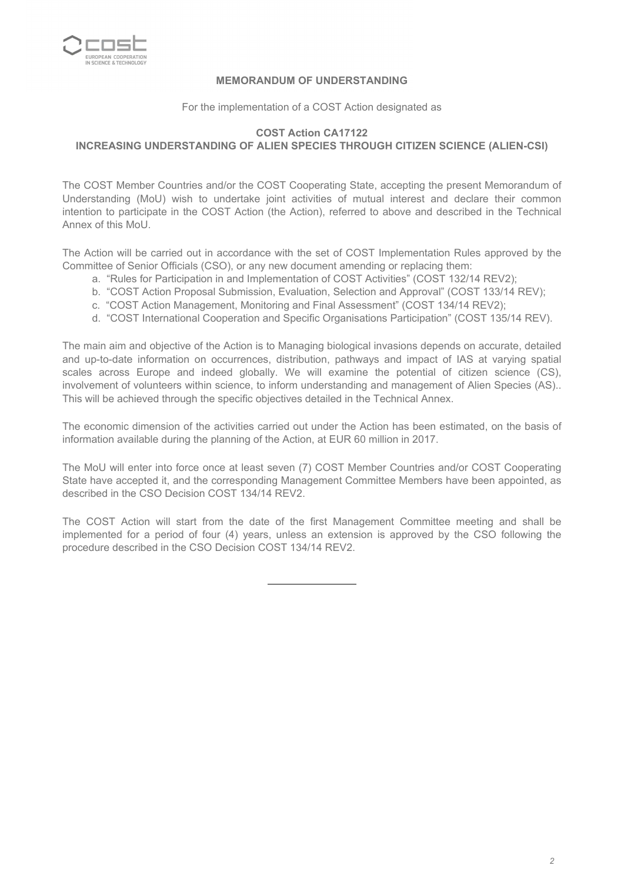**MEMORANDUM OF UNDERSTANDING**

For the implementation of a COST Action designated as

**COST Action CA17122**
**INCREASING UNDERSTANDING OF ALIEN SPECIES THROUGH CITIZEN SCIENCE (ALIEN-CSI)**

The COST Member Countries and/or the COST Cooperating State, accepting the present Memorandum of Understanding (MoU) wish to undertake joint activities of mutual interest and declare their common intention to participate in the COST Action (the Action), referred to above and described in the Technical Annex of this MoU.

The Action will be carried out in accordance with the set of COST Implementation Rules approved by the Committee of Senior Officials (CSO), or any new document amending or replacing them:

a. "Rules for Participation in and Implementation of COST Activities" (COST 132/14 REV2);
b. "COST Action Proposal Submission, Evaluation, Selection and Approval" (COST 133/14 REV);
c. "COST Action Management, Monitoring and Final Assessment" (COST 134/14 REV2);
d. "COST International Cooperation and Specific Organisations Participation" (COST 135/14 REV).

The main aim and objective of the Action is to Managing biological invasions depends on accurate, detailed and up-to-date information on occurrences, distribution, pathways and impact of IAS at varying spatial scales across Europe and indeed globally. We will examine the potential of citizen science (CS), involvement of volunteers within science, to inform understanding and management of Alien Species (AS).. This will be achieved through the specific objectives detailed in the Technical Annex.

The economic dimension of the activities carried out under the Action has been estimated, on the basis of information available during the planning of the Action, at EUR 60 million in 2017.

The MoU will enter into force once at least seven (7) COST Member Countries and/or COST Cooperating State have accepted it, and the corresponding Management Committee Members have been appointed, as described in the CSO Decision COST 134/14 REV2.

The COST Action will start from the date of the first Management Committee meeting and shall be implemented for a period of four (4) years, unless an extension is approved by the CSO following the procedure described in the CSO Decision COST 134/14 REV2.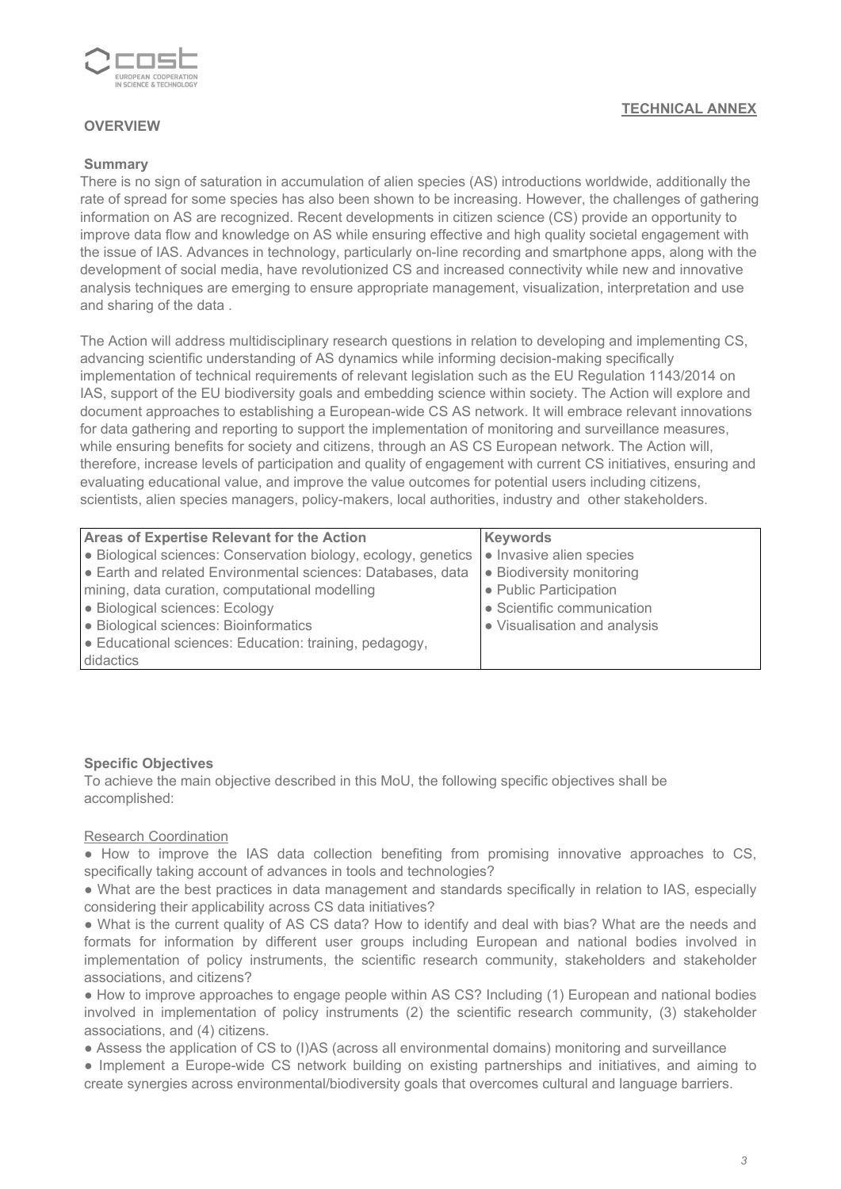**TECHNICAL ANNEX**

## OVERVIEW

### Summary

There is no sign of saturation in accumulation of alien species (AS) introductions worldwide, additionally the rate of spread for some species has also been shown to be increasing. However, the challenges of gathering information on AS are recognized. Recent developments in citizen science (CS) provide an opportunity to improve data flow and knowledge on AS while ensuring effective and high quality societal engagement with the issue of IAS. Advances in technology, particularly on-line recording and smartphone apps, along with the development of social media, have revolutionized CS and increased connectivity while new and innovative analysis techniques are emerging to ensure appropriate management, visualization, interpretation and use and sharing of the data .

The Action will address multidisciplinary research questions in relation to developing and implementing CS, advancing scientific understanding of AS dynamics while informing decision-making specifically implementation of technical requirements of relevant legislation such as the EU Regulation 1143/2014 on IAS, support of the EU biodiversity goals and embedding science within society. The Action will explore and document approaches to establishing a European-wide CS AS network. It will embrace relevant innovations for data gathering and reporting to support the implementation of monitoring and surveillance measures, while ensuring benefits for society and citizens, through an AS CS European network. The Action will, therefore, increase levels of participation and quality of engagement with current CS initiatives, ensuring and evaluating educational value, and improve the value outcomes for potential users including citizens, scientists, alien species managers, policy-makers, local authorities, industry and other stakeholders.

| Areas of Expertise Relevant for the Action | Keywords |
|---|---|
| ● Biological sciences: Conservation biology, ecology, genetics<br>● Earth and related Environmental sciences: Databases, data mining, data curation, computational modelling<br>● Biological sciences: Ecology<br>● Biological sciences: Bioinformatics<br>● Educational sciences: Education: training, pedagogy, didactics | ● Invasive alien species<br>● Biodiversity monitoring<br>● Public Participation<br>● Scientific communication<br>● Visualisation and analysis |

### Specific Objectives

To achieve the main objective described in this MoU, the following specific objectives shall be accomplished:

Research Coordination

- How to improve the IAS data collection benefiting from promising innovative approaches to CS, specifically taking account of advances in tools and technologies?
- What are the best practices in data management and standards specifically in relation to IAS, especially considering their applicability across CS data initiatives?
- What is the current quality of AS CS data? How to identify and deal with bias? What are the needs and formats for information by different user groups including European and national bodies involved in implementation of policy instruments, the scientific research community, stakeholders and stakeholder associations, and citizens?
- How to improve approaches to engage people within AS CS? Including (1) European and national bodies involved in implementation of policy instruments (2) the scientific research community, (3) stakeholder associations, and (4) citizens.
- Assess the application of CS to (I)AS (across all environmental domains) monitoring and surveillance
- Implement a Europe-wide CS network building on existing partnerships and initiatives, and aiming to create synergies across environmental/biodiversity goals that overcomes cultural and language barriers.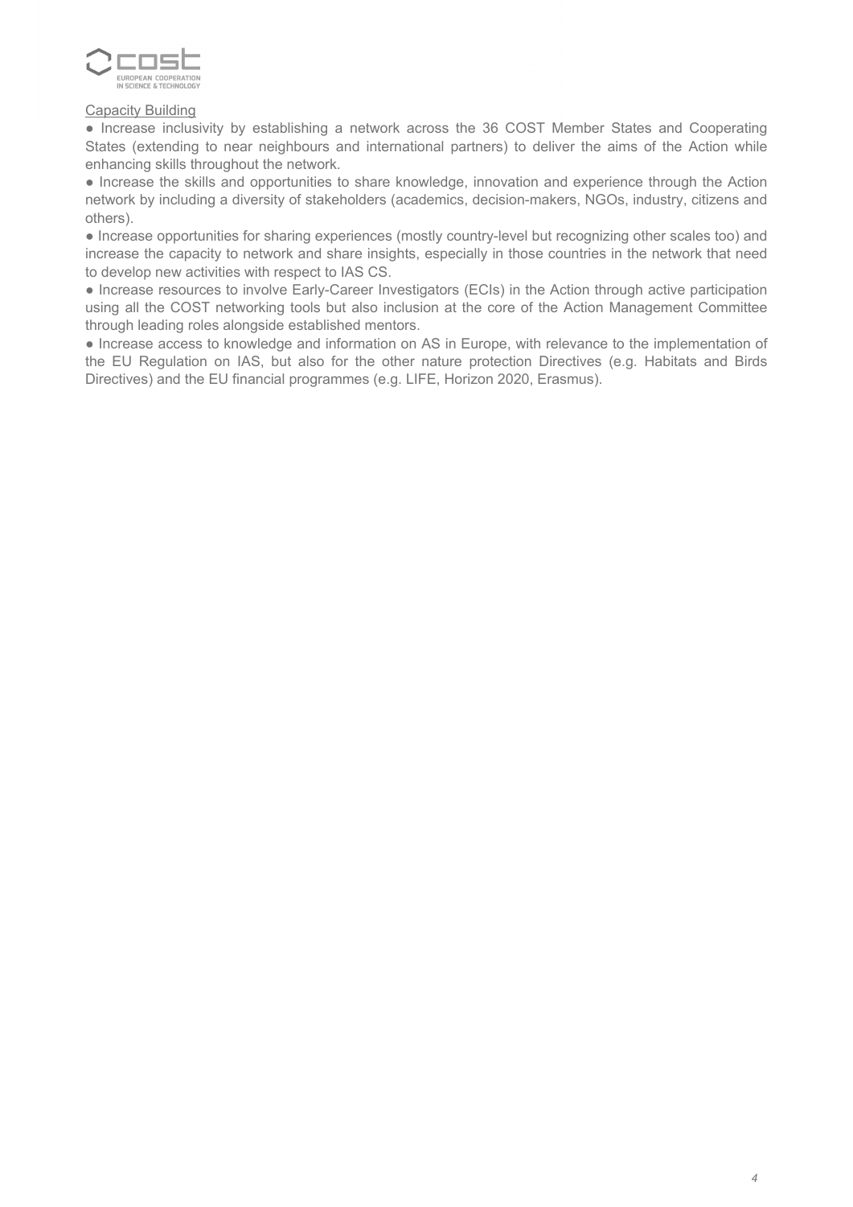Capacity Building

- Increase inclusivity by establishing a network across the 36 COST Member States and Cooperating States (extending to near neighbours and international partners) to deliver the aims of the Action while enhancing skills throughout the network.
- Increase the skills and opportunities to share knowledge, innovation and experience through the Action network by including a diversity of stakeholders (academics, decision-makers, NGOs, industry, citizens and others).
- Increase opportunities for sharing experiences (mostly country-level but recognizing other scales too) and increase the capacity to network and share insights, especially in those countries in the network that need to develop new activities with respect to IAS CS.
- Increase resources to involve Early-Career Investigators (ECIs) in the Action through active participation using all the COST networking tools but also inclusion at the core of the Action Management Committee through leading roles alongside established mentors.
- Increase access to knowledge and information on AS in Europe, with relevance to the implementation of the EU Regulation on IAS, but also for the other nature protection Directives (e.g. Habitats and Birds Directives) and the EU financial programmes (e.g. LIFE, Horizon 2020, Erasmus).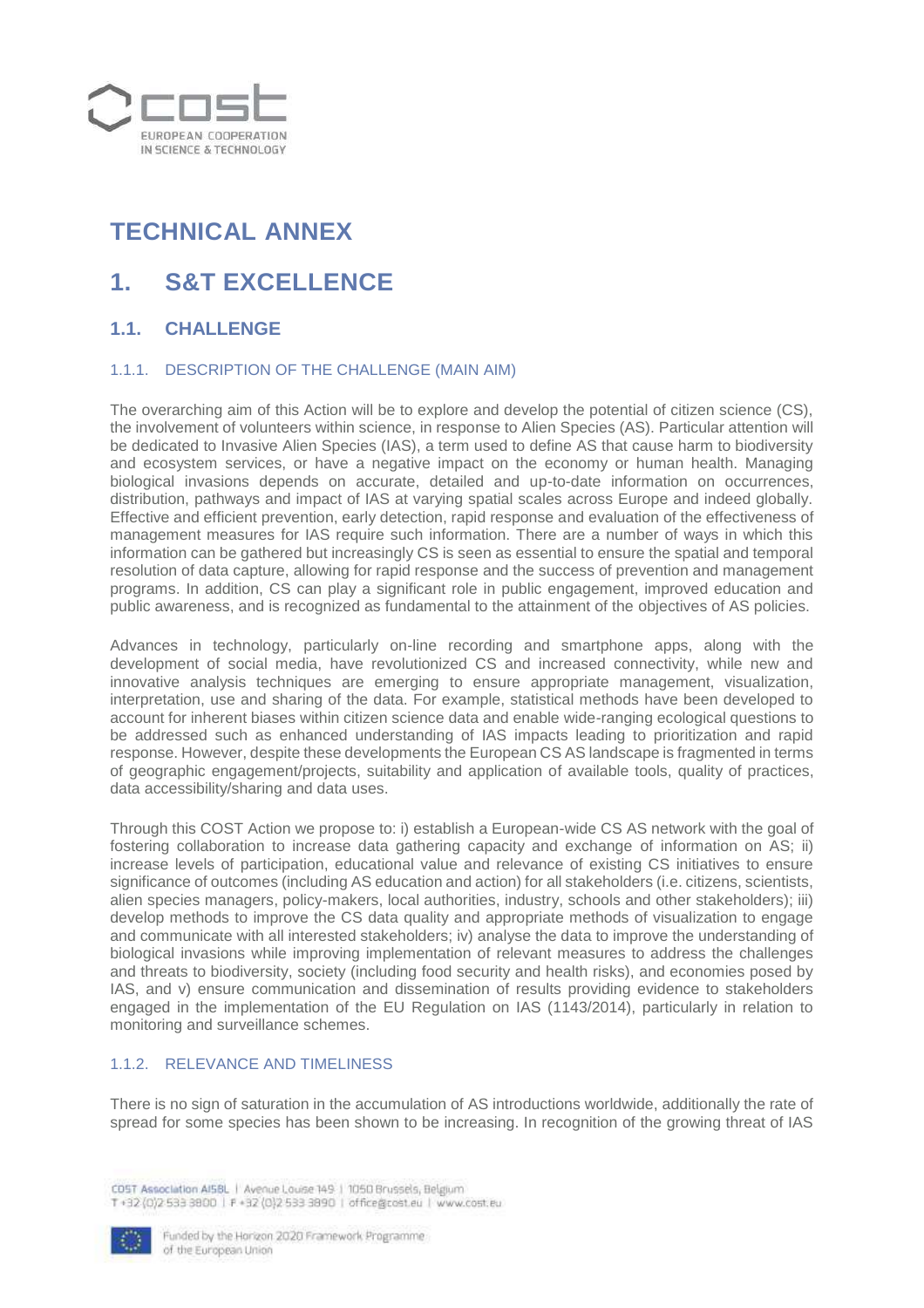# TECHNICAL ANNEX

# 1. S&T EXCELLENCE

## 1.1. CHALLENGE

### 1.1.1. DESCRIPTION OF THE CHALLENGE (MAIN AIM)

The overarching aim of this Action will be to explore and develop the potential of citizen science (CS), the involvement of volunteers within science, in response to Alien Species (AS). Particular attention will be dedicated to Invasive Alien Species (IAS), a term used to define AS that cause harm to biodiversity and ecosystem services, or have a negative impact on the economy or human health. Managing biological invasions depends on accurate, detailed and up-to-date information on occurrences, distribution, pathways and impact of IAS at varying spatial scales across Europe and indeed globally. Effective and efficient prevention, early detection, rapid response and evaluation of the effectiveness of management measures for IAS require such information. There are a number of ways in which this information can be gathered but increasingly CS is seen as essential to ensure the spatial and temporal resolution of data capture, allowing for rapid response and the success of prevention and management programs. In addition, CS can play a significant role in public engagement, improved education and public awareness, and is recognized as fundamental to the attainment of the objectives of AS policies.

Advances in technology, particularly on-line recording and smartphone apps, along with the development of social media, have revolutionized CS and increased connectivity, while new and innovative analysis techniques are emerging to ensure appropriate management, visualization, interpretation, use and sharing of the data. For example, statistical methods have been developed to account for inherent biases within citizen science data and enable wide-ranging ecological questions to be addressed such as enhanced understanding of IAS impacts leading to prioritization and rapid response. However, despite these developments the European CS AS landscape is fragmented in terms of geographic engagement/projects, suitability and application of available tools, quality of practices, data accessibility/sharing and data uses.

Through this COST Action we propose to: i) establish a European-wide CS AS network with the goal of fostering collaboration to increase data gathering capacity and exchange of information on AS; ii) increase levels of participation, educational value and relevance of existing CS initiatives to ensure significance of outcomes (including AS education and action) for all stakeholders (i.e. citizens, scientists, alien species managers, policy-makers, local authorities, industry, schools and other stakeholders); iii) develop methods to improve the CS data quality and appropriate methods of visualization to engage and communicate with all interested stakeholders; iv) analyse the data to improve the understanding of biological invasions while improving implementation of relevant measures to address the challenges and threats to biodiversity, society (including food security and health risks), and economies posed by IAS, and v) ensure communication and dissemination of results providing evidence to stakeholders engaged in the implementation of the EU Regulation on IAS (1143/2014), particularly in relation to monitoring and surveillance schemes.

### 1.1.2. RELEVANCE AND TIMELINESS

There is no sign of saturation in the accumulation of AS introductions worldwide, additionally the rate of spread for some species has been shown to be increasing. In recognition of the growing threat of IAS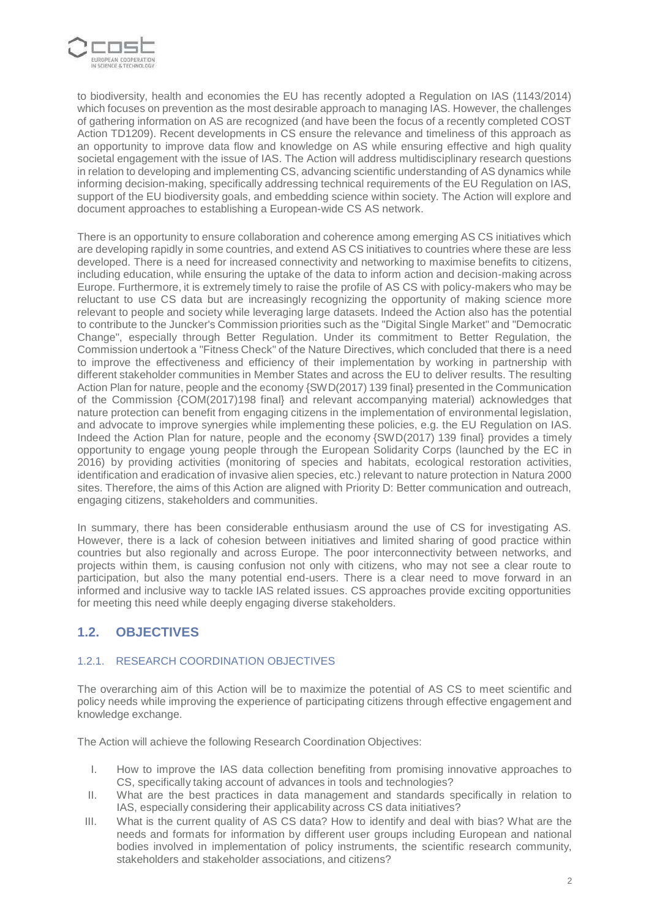to biodiversity, health and economies the EU has recently adopted a Regulation on IAS (1143/2014) which focuses on prevention as the most desirable approach to managing IAS. However, the challenges of gathering information on AS are recognized (and have been the focus of a recently completed COST Action TD1209). Recent developments in CS ensure the relevance and timeliness of this approach as an opportunity to improve data flow and knowledge on AS while ensuring effective and high quality societal engagement with the issue of IAS. The Action will address multidisciplinary research questions in relation to developing and implementing CS, advancing scientific understanding of AS dynamics while informing decision-making, specifically addressing technical requirements of the EU Regulation on IAS, support of the EU biodiversity goals, and embedding science within society. The Action will explore and document approaches to establishing a European-wide CS AS network.

There is an opportunity to ensure collaboration and coherence among emerging AS CS initiatives which are developing rapidly in some countries, and extend AS CS initiatives to countries where these are less developed. There is a need for increased connectivity and networking to maximise benefits to citizens, including education, while ensuring the uptake of the data to inform action and decision-making across Europe. Furthermore, it is extremely timely to raise the profile of AS CS with policy-makers who may be reluctant to use CS data but are increasingly recognizing the opportunity of making science more relevant to people and society while leveraging large datasets. Indeed the Action also has the potential to contribute to the Juncker's Commission priorities such as the "Digital Single Market" and "Democratic Change", especially through Better Regulation. Under its commitment to Better Regulation, the Commission undertook a "Fitness Check" of the Nature Directives, which concluded that there is a need to improve the effectiveness and efficiency of their implementation by working in partnership with different stakeholder communities in Member States and across the EU to deliver results. The resulting Action Plan for nature, people and the economy {SWD(2017) 139 final} presented in the Communication of the Commission {COM(2017)198 final} and relevant accompanying material) acknowledges that nature protection can benefit from engaging citizens in the implementation of environmental legislation, and advocate to improve synergies while implementing these policies, e.g. the EU Regulation on IAS. Indeed the Action Plan for nature, people and the economy {SWD(2017) 139 final} provides a timely opportunity to engage young people through the European Solidarity Corps (launched by the EC in 2016) by providing activities (monitoring of species and habitats, ecological restoration activities, identification and eradication of invasive alien species, etc.) relevant to nature protection in Natura 2000 sites. Therefore, the aims of this Action are aligned with Priority D: Better communication and outreach, engaging citizens, stakeholders and communities.

In summary, there has been considerable enthusiasm around the use of CS for investigating AS. However, there is a lack of cohesion between initiatives and limited sharing of good practice within countries but also regionally and across Europe. The poor interconnectivity between networks, and projects within them, is causing confusion not only with citizens, who may not see a clear route to participation, but also the many potential end-users. There is a clear need to move forward in an informed and inclusive way to tackle IAS related issues. CS approaches provide exciting opportunities for meeting this need while deeply engaging diverse stakeholders.

## 1.2. OBJECTIVES

### 1.2.1. RESEARCH COORDINATION OBJECTIVES

The overarching aim of this Action will be to maximize the potential of AS CS to meet scientific and policy needs while improving the experience of participating citizens through effective engagement and knowledge exchange.

The Action will achieve the following Research Coordination Objectives:

I. How to improve the IAS data collection benefiting from promising innovative approaches to CS, specifically taking account of advances in tools and technologies?

II. What are the best practices in data management and standards specifically in relation to IAS, especially considering their applicability across CS data initiatives?

III. What is the current quality of AS CS data? How to identify and deal with bias? What are the needs and formats for information by different user groups including European and national bodies involved in implementation of policy instruments, the scientific research community, stakeholders and stakeholder associations, and citizens?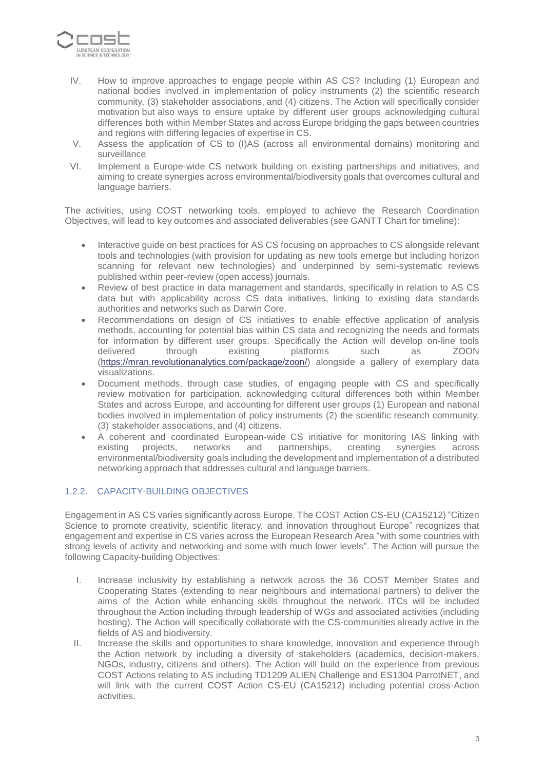IV. How to improve approaches to engage people within AS CS? Including (1) European and national bodies involved in implementation of policy instruments (2) the scientific research community, (3) stakeholder associations, and (4) citizens. The Action will specifically consider motivation but also ways to ensure uptake by different user groups acknowledging cultural differences both within Member States and across Europe bridging the gaps between countries and regions with differing legacies of expertise in CS.

V. Assess the application of CS to (I)AS (across all environmental domains) monitoring and surveillance

VI. Implement a Europe-wide CS network building on existing partnerships and initiatives, and aiming to create synergies across environmental/biodiversity goals that overcomes cultural and language barriers.

The activities, using COST networking tools, employed to achieve the Research Coordination Objectives, will lead to key outcomes and associated deliverables (see GANTT Chart for timeline):

- Interactive guide on best practices for AS CS focusing on approaches to CS alongside relevant tools and technologies (with provision for updating as new tools emerge but including horizon scanning for relevant new technologies) and underpinned by semi-systematic reviews published within peer-review (open access) journals.
- Review of best practice in data management and standards, specifically in relation to AS CS data but with applicability across CS data initiatives, linking to existing data standards authorities and networks such as Darwin Core.
- Recommendations on design of CS initiatives to enable effective application of analysis methods, accounting for potential bias within CS data and recognizing the needs and formats for information by different user groups. Specifically the Action will develop on-line tools delivered through existing platforms such as ZOON (https://mran.revolutionanalytics.com/package/zoon/) alongside a gallery of exemplary data visualizations.
- Document methods, through case studies, of engaging people with CS and specifically review motivation for participation, acknowledging cultural differences both within Member States and across Europe, and accounting for different user groups (1) European and national bodies involved in implementation of policy instruments (2) the scientific research community, (3) stakeholder associations, and (4) citizens.
- A coherent and coordinated European-wide CS initiative for monitoring IAS linking with existing projects, networks and partnerships, creating synergies across environmental/biodiversity goals including the development and implementation of a distributed networking approach that addresses cultural and language barriers.

### 1.2.2. CAPACITY-BUILDING OBJECTIVES

Engagement in AS CS varies significantly across Europe. The COST Action CS-EU (CA15212) "Citizen Science to promote creativity, scientific literacy, and innovation throughout Europe" recognizes that engagement and expertise in CS varies across the European Research Area "with some countries with strong levels of activity and networking and some with much lower levels". The Action will pursue the following Capacity-building Objectives:

I. Increase inclusivity by establishing a network across the 36 COST Member States and Cooperating States (extending to near neighbours and international partners) to deliver the aims of the Action while enhancing skills throughout the network. ITCs will be included throughout the Action including through leadership of WGs and associated activities (including hosting). The Action will specifically collaborate with the CS-communities already active in the fields of AS and biodiversity.

II. Increase the skills and opportunities to share knowledge, innovation and experience through the Action network by including a diversity of stakeholders (academics, decision-makers, NGOs, industry, citizens and others). The Action will build on the experience from previous COST Actions relating to AS including TD1209 ALIEN Challenge and ES1304 ParrotNET, and will link with the current COST Action CS-EU (CA15212) including potential cross-Action activities.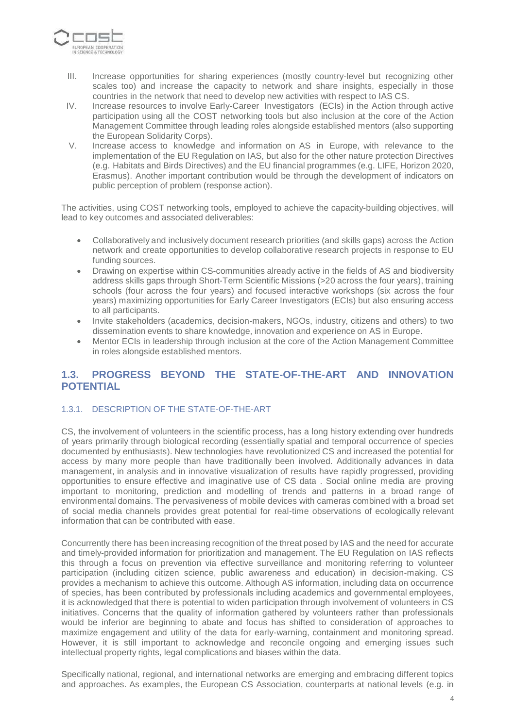III. Increase opportunities for sharing experiences (mostly country-level but recognizing other scales too) and increase the capacity to network and share insights, especially in those countries in the network that need to develop new activities with respect to IAS CS.

IV. Increase resources to involve Early-Career Investigators (ECIs) in the Action through active participation using all the COST networking tools but also inclusion at the core of the Action Management Committee through leading roles alongside established mentors (also supporting the European Solidarity Corps).

V. Increase access to knowledge and information on AS in Europe, with relevance to the implementation of the EU Regulation on IAS, but also for the other nature protection Directives (e.g. Habitats and Birds Directives) and the EU financial programmes (e.g. LIFE, Horizon 2020, Erasmus). Another important contribution would be through the development of indicators on public perception of problem (response action).

The activities, using COST networking tools, employed to achieve the capacity-building objectives, will lead to key outcomes and associated deliverables:

- Collaboratively and inclusively document research priorities (and skills gaps) across the Action network and create opportunities to develop collaborative research projects in response to EU funding sources.
- Drawing on expertise within CS-communities already active in the fields of AS and biodiversity address skills gaps through Short-Term Scientific Missions (>20 across the four years), training schools (four across the four years) and focused interactive workshops (six across the four years) maximizing opportunities for Early Career Investigators (ECIs) but also ensuring access to all participants.
- Invite stakeholders (academics, decision-makers, NGOs, industry, citizens and others) to two dissemination events to share knowledge, innovation and experience on AS in Europe.
- Mentor ECIs in leadership through inclusion at the core of the Action Management Committee in roles alongside established mentors.

## 1.3. PROGRESS BEYOND THE STATE-OF-THE-ART AND INNOVATION POTENTIAL

### 1.3.1. DESCRIPTION OF THE STATE-OF-THE-ART

CS, the involvement of volunteers in the scientific process, has a long history extending over hundreds of years primarily through biological recording (essentially spatial and temporal occurrence of species documented by enthusiasts). New technologies have revolutionized CS and increased the potential for access by many more people than have traditionally been involved. Additionally advances in data management, in analysis and in innovative visualization of results have rapidly progressed, providing opportunities to ensure effective and imaginative use of CS data . Social online media are proving important to monitoring, prediction and modelling of trends and patterns in a broad range of environmental domains. The pervasiveness of mobile devices with cameras combined with a broad set of social media channels provides great potential for real-time observations of ecologically relevant information that can be contributed with ease.

Concurrently there has been increasing recognition of the threat posed by IAS and the need for accurate and timely-provided information for prioritization and management. The EU Regulation on IAS reflects this through a focus on prevention via effective surveillance and monitoring referring to volunteer participation (including citizen science, public awareness and education) in decision-making. CS provides a mechanism to achieve this outcome. Although AS information, including data on occurrence of species, has been contributed by professionals including academics and governmental employees, it is acknowledged that there is potential to widen participation through involvement of volunteers in CS initiatives. Concerns that the quality of information gathered by volunteers rather than professionals would be inferior are beginning to abate and focus has shifted to consideration of approaches to maximize engagement and utility of the data for early-warning, containment and monitoring spread. However, it is still important to acknowledge and reconcile ongoing and emerging issues such intellectual property rights, legal complications and biases within the data.

Specifically national, regional, and international networks are emerging and embracing different topics and approaches. As examples, the European CS Association, counterparts at national levels (e.g. in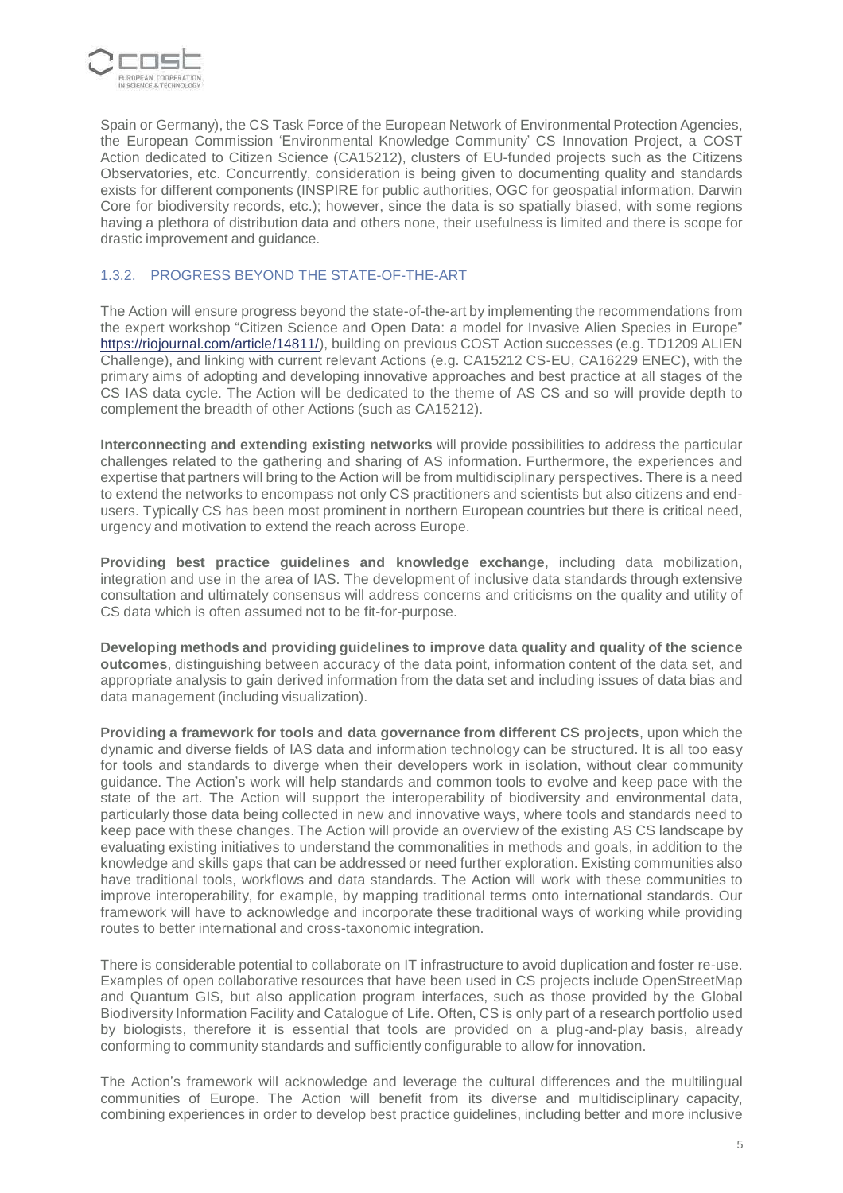Spain or Germany), the CS Task Force of the European Network of Environmental Protection Agencies, the European Commission 'Environmental Knowledge Community' CS Innovation Project, a COST Action dedicated to Citizen Science (CA15212), clusters of EU-funded projects such as the Citizens Observatories, etc. Concurrently, consideration is being given to documenting quality and standards exists for different components (INSPIRE for public authorities, OGC for geospatial information, Darwin Core for biodiversity records, etc.); however, since the data is so spatially biased, with some regions having a plethora of distribution data and others none, their usefulness is limited and there is scope for drastic improvement and guidance.

### 1.3.2. PROGRESS BEYOND THE STATE-OF-THE-ART

The Action will ensure progress beyond the state-of-the-art by implementing the recommendations from the expert workshop "Citizen Science and Open Data: a model for Invasive Alien Species in Europe" https://riojournal.com/article/14811/), building on previous COST Action successes (e.g. TD1209 ALIEN Challenge), and linking with current relevant Actions (e.g. CA15212 CS-EU, CA16229 ENEC), with the primary aims of adopting and developing innovative approaches and best practice at all stages of the CS IAS data cycle. The Action will be dedicated to the theme of AS CS and so will provide depth to complement the breadth of other Actions (such as CA15212).

**Interconnecting and extending existing networks** will provide possibilities to address the particular challenges related to the gathering and sharing of AS information. Furthermore, the experiences and expertise that partners will bring to the Action will be from multidisciplinary perspectives. There is a need to extend the networks to encompass not only CS practitioners and scientists but also citizens and end-users. Typically CS has been most prominent in northern European countries but there is critical need, urgency and motivation to extend the reach across Europe.

**Providing best practice guidelines and knowledge exchange**, including data mobilization, integration and use in the area of IAS. The development of inclusive data standards through extensive consultation and ultimately consensus will address concerns and criticisms on the quality and utility of CS data which is often assumed not to be fit-for-purpose.

**Developing methods and providing guidelines to improve data quality and quality of the science outcomes**, distinguishing between accuracy of the data point, information content of the data set, and appropriate analysis to gain derived information from the data set and including issues of data bias and data management (including visualization).

**Providing a framework for tools and data governance from different CS projects**, upon which the dynamic and diverse fields of IAS data and information technology can be structured. It is all too easy for tools and standards to diverge when their developers work in isolation, without clear community guidance. The Action's work will help standards and common tools to evolve and keep pace with the state of the art. The Action will support the interoperability of biodiversity and environmental data, particularly those data being collected in new and innovative ways, where tools and standards need to keep pace with these changes. The Action will provide an overview of the existing AS CS landscape by evaluating existing initiatives to understand the commonalities in methods and goals, in addition to the knowledge and skills gaps that can be addressed or need further exploration. Existing communities also have traditional tools, workflows and data standards. The Action will work with these communities to improve interoperability, for example, by mapping traditional terms onto international standards. Our framework will have to acknowledge and incorporate these traditional ways of working while providing routes to better international and cross-taxonomic integration.

There is considerable potential to collaborate on IT infrastructure to avoid duplication and foster re-use. Examples of open collaborative resources that have been used in CS projects include OpenStreetMap and Quantum GIS, but also application program interfaces, such as those provided by the Global Biodiversity Information Facility and Catalogue of Life. Often, CS is only part of a research portfolio used by biologists, therefore it is essential that tools are provided on a plug-and-play basis, already conforming to community standards and sufficiently configurable to allow for innovation.

The Action's framework will acknowledge and leverage the cultural differences and the multilingual communities of Europe. The Action will benefit from its diverse and multidisciplinary capacity, combining experiences in order to develop best practice guidelines, including better and more inclusive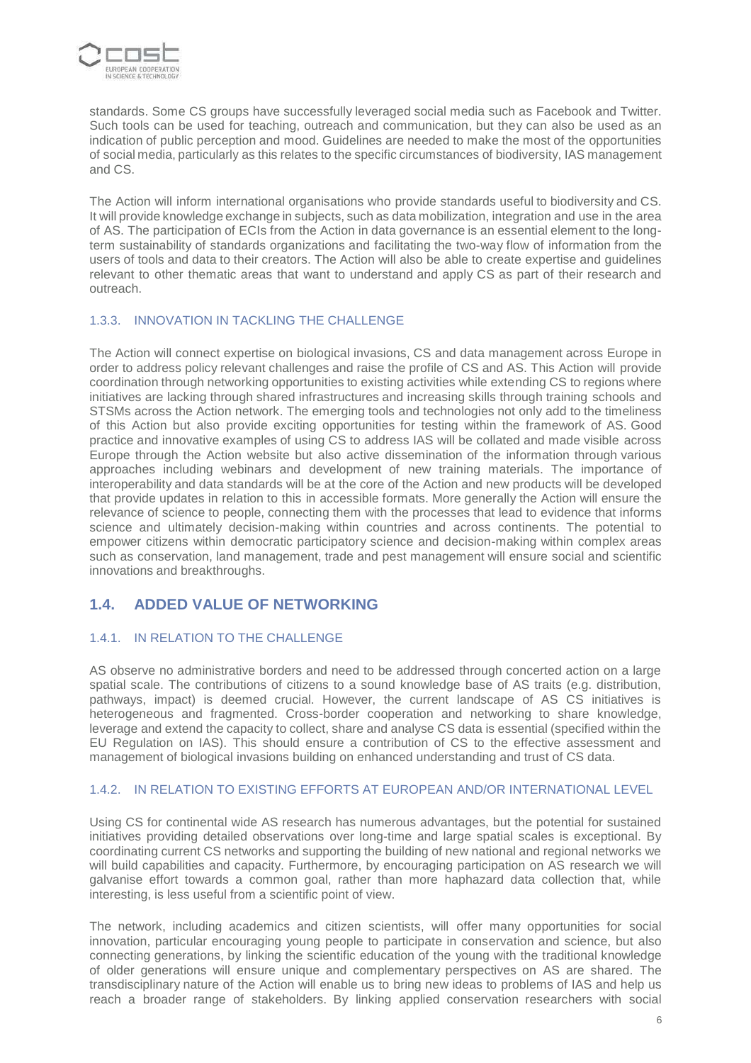standards. Some CS groups have successfully leveraged social media such as Facebook and Twitter. Such tools can be used for teaching, outreach and communication, but they can also be used as an indication of public perception and mood. Guidelines are needed to make the most of the opportunities of social media, particularly as this relates to the specific circumstances of biodiversity, IAS management and CS.

The Action will inform international organisations who provide standards useful to biodiversity and CS. It will provide knowledge exchange in subjects, such as data mobilization, integration and use in the area of AS. The participation of ECIs from the Action in data governance is an essential element to the long-term sustainability of standards organizations and facilitating the two-way flow of information from the users of tools and data to their creators. The Action will also be able to create expertise and guidelines relevant to other thematic areas that want to understand and apply CS as part of their research and outreach.

### 1.3.3. INNOVATION IN TACKLING THE CHALLENGE

The Action will connect expertise on biological invasions, CS and data management across Europe in order to address policy relevant challenges and raise the profile of CS and AS. This Action will provide coordination through networking opportunities to existing activities while extending CS to regions where initiatives are lacking through shared infrastructures and increasing skills through training schools and STSMs across the Action network. The emerging tools and technologies not only add to the timeliness of this Action but also provide exciting opportunities for testing within the framework of AS. Good practice and innovative examples of using CS to address IAS will be collated and made visible across Europe through the Action website but also active dissemination of the information through various approaches including webinars and development of new training materials. The importance of interoperability and data standards will be at the core of the Action and new products will be developed that provide updates in relation to this in accessible formats. More generally the Action will ensure the relevance of science to people, connecting them with the processes that lead to evidence that informs science and ultimately decision-making within countries and across continents. The potential to empower citizens within democratic participatory science and decision-making within complex areas such as conservation, land management, trade and pest management will ensure social and scientific innovations and breakthroughs.

## 1.4. ADDED VALUE OF NETWORKING

### 1.4.1. IN RELATION TO THE CHALLENGE

AS observe no administrative borders and need to be addressed through concerted action on a large spatial scale. The contributions of citizens to a sound knowledge base of AS traits (e.g. distribution, pathways, impact) is deemed crucial. However, the current landscape of AS CS initiatives is heterogeneous and fragmented. Cross-border cooperation and networking to share knowledge, leverage and extend the capacity to collect, share and analyse CS data is essential (specified within the EU Regulation on IAS). This should ensure a contribution of CS to the effective assessment and management of biological invasions building on enhanced understanding and trust of CS data.

### 1.4.2. IN RELATION TO EXISTING EFFORTS AT EUROPEAN AND/OR INTERNATIONAL LEVEL

Using CS for continental wide AS research has numerous advantages, but the potential for sustained initiatives providing detailed observations over long-time and large spatial scales is exceptional. By coordinating current CS networks and supporting the building of new national and regional networks we will build capabilities and capacity. Furthermore, by encouraging participation on AS research we will galvanise effort towards a common goal, rather than more haphazard data collection that, while interesting, is less useful from a scientific point of view.

The network, including academics and citizen scientists, will offer many opportunities for social innovation, particular encouraging young people to participate in conservation and science, but also connecting generations, by linking the scientific education of the young with the traditional knowledge of older generations will ensure unique and complementary perspectives on AS are shared. The transdisciplinary nature of the Action will enable us to bring new ideas to problems of IAS and help us reach a broader range of stakeholders. By linking applied conservation researchers with social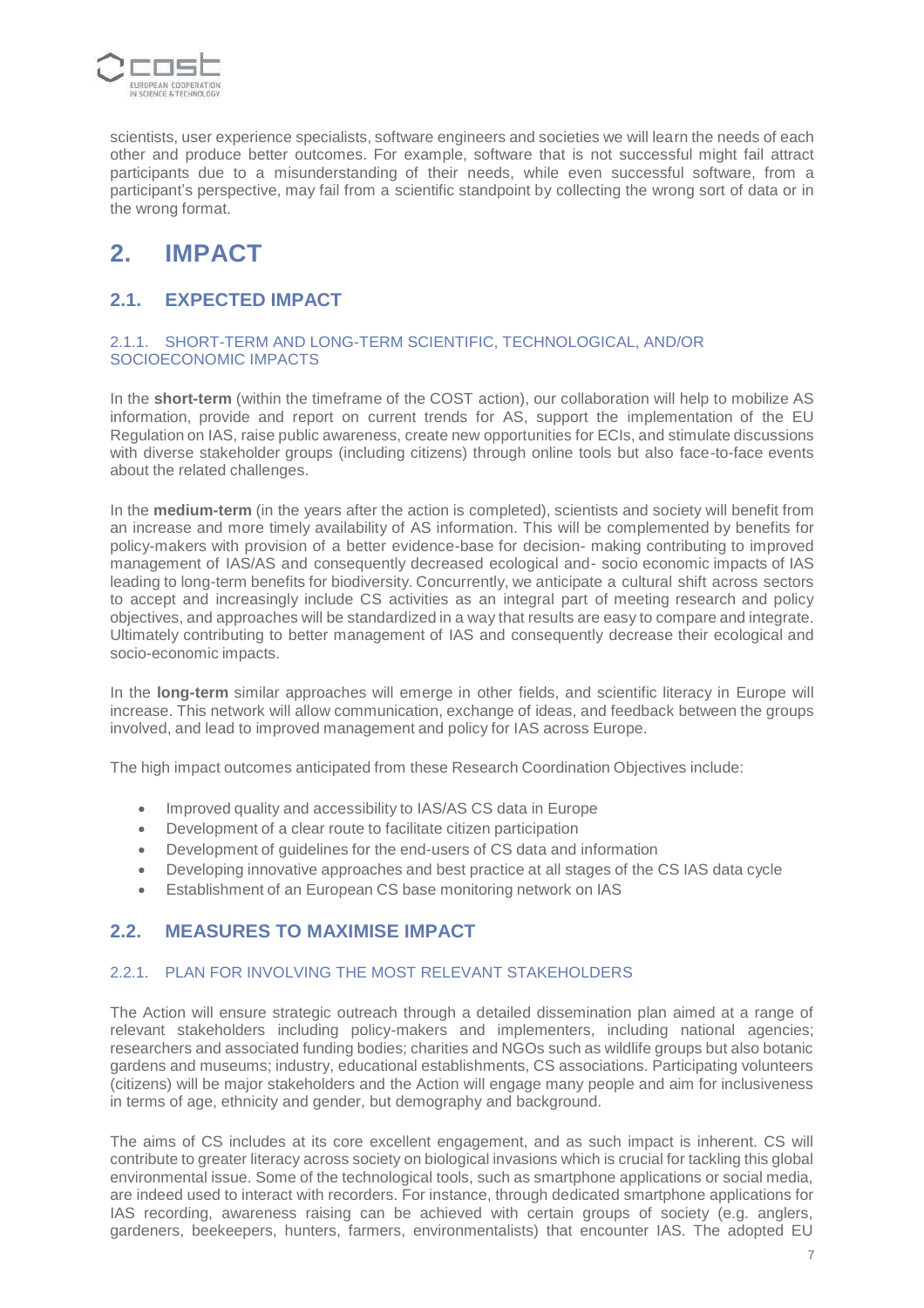scientists, user experience specialists, software engineers and societies we will learn the needs of each other and produce better outcomes. For example, software that is not successful might fail attract participants due to a misunderstanding of their needs, while even successful software, from a participant's perspective, may fail from a scientific standpoint by collecting the wrong sort of data or in the wrong format.

# 2. IMPACT

## 2.1. EXPECTED IMPACT

### 2.1.1. SHORT-TERM AND LONG-TERM SCIENTIFIC, TECHNOLOGICAL, AND/OR SOCIOECONOMIC IMPACTS

In the **short-term** (within the timeframe of the COST action), our collaboration will help to mobilize AS information, provide and report on current trends for AS, support the implementation of the EU Regulation on IAS, raise public awareness, create new opportunities for ECIs, and stimulate discussions with diverse stakeholder groups (including citizens) through online tools but also face-to-face events about the related challenges.

In the **medium-term** (in the years after the action is completed), scientists and society will benefit from an increase and more timely availability of AS information. This will be complemented by benefits for policy-makers with provision of a better evidence-base for decision- making contributing to improved management of IAS/AS and consequently decreased ecological and- socio economic impacts of IAS leading to long-term benefits for biodiversity. Concurrently, we anticipate a cultural shift across sectors to accept and increasingly include CS activities as an integral part of meeting research and policy objectives, and approaches will be standardized in a way that results are easy to compare and integrate. Ultimately contributing to better management of IAS and consequently decrease their ecological and socio-economic impacts.

In the **long-term** similar approaches will emerge in other fields, and scientific literacy in Europe will increase. This network will allow communication, exchange of ideas, and feedback between the groups involved, and lead to improved management and policy for IAS across Europe.

The high impact outcomes anticipated from these Research Coordination Objectives include:

- Improved quality and accessibility to IAS/AS CS data in Europe
- Development of a clear route to facilitate citizen participation
- Development of guidelines for the end-users of CS data and information
- Developing innovative approaches and best practice at all stages of the CS IAS data cycle
- Establishment of an European CS base monitoring network on IAS

## 2.2. MEASURES TO MAXIMISE IMPACT

### 2.2.1. PLAN FOR INVOLVING THE MOST RELEVANT STAKEHOLDERS

The Action will ensure strategic outreach through a detailed dissemination plan aimed at a range of relevant stakeholders including policy-makers and implementers, including national agencies; researchers and associated funding bodies; charities and NGOs such as wildlife groups but also botanic gardens and museums; industry, educational establishments, CS associations. Participating volunteers (citizens) will be major stakeholders and the Action will engage many people and aim for inclusiveness in terms of age, ethnicity and gender, but demography and background.

The aims of CS includes at its core excellent engagement, and as such impact is inherent. CS will contribute to greater literacy across society on biological invasions which is crucial for tackling this global environmental issue. Some of the technological tools, such as smartphone applications or social media, are indeed used to interact with recorders. For instance, through dedicated smartphone applications for IAS recording, awareness raising can be achieved with certain groups of society (e.g. anglers, gardeners, beekeepers, hunters, farmers, environmentalists) that encounter IAS. The adopted EU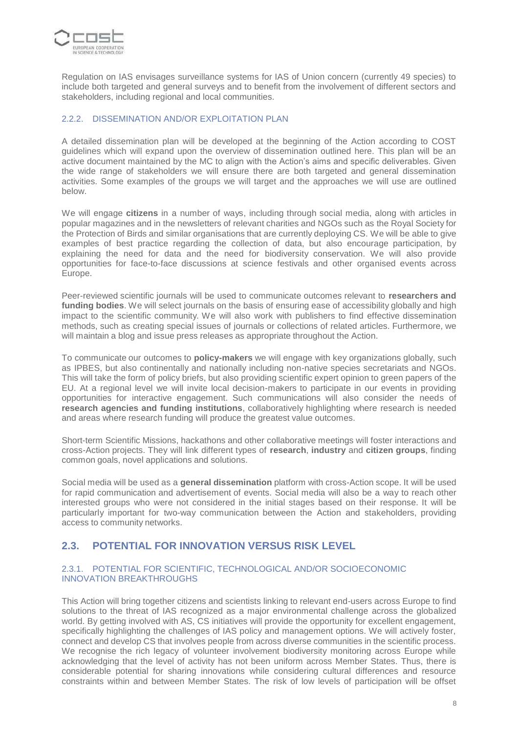Regulation on IAS envisages surveillance systems for IAS of Union concern (currently 49 species) to include both targeted and general surveys and to benefit from the involvement of different sectors and stakeholders, including regional and local communities.

### 2.2.2. DISSEMINATION AND/OR EXPLOITATION PLAN

A detailed dissemination plan will be developed at the beginning of the Action according to COST guidelines which will expand upon the overview of dissemination outlined here. This plan will be an active document maintained by the MC to align with the Action's aims and specific deliverables. Given the wide range of stakeholders we will ensure there are both targeted and general dissemination activities. Some examples of the groups we will target and the approaches we will use are outlined below.

We will engage **citizens** in a number of ways, including through social media, along with articles in popular magazines and in the newsletters of relevant charities and NGOs such as the Royal Society for the Protection of Birds and similar organisations that are currently deploying CS. We will be able to give examples of best practice regarding the collection of data, but also encourage participation, by explaining the need for data and the need for biodiversity conservation. We will also provide opportunities for face-to-face discussions at science festivals and other organised events across Europe.

Peer-reviewed scientific journals will be used to communicate outcomes relevant to **researchers and funding bodies**. We will select journals on the basis of ensuring ease of accessibility globally and high impact to the scientific community. We will also work with publishers to find effective dissemination methods, such as creating special issues of journals or collections of related articles. Furthermore, we will maintain a blog and issue press releases as appropriate throughout the Action.

To communicate our outcomes to **policy-makers** we will engage with key organizations globally, such as IPBES, but also continentally and nationally including non-native species secretariats and NGOs. This will take the form of policy briefs, but also providing scientific expert opinion to green papers of the EU. At a regional level we will invite local decision-makers to participate in our events in providing opportunities for interactive engagement. Such communications will also consider the needs of **research agencies and funding institutions**, collaboratively highlighting where research is needed and areas where research funding will produce the greatest value outcomes.

Short-term Scientific Missions, hackathons and other collaborative meetings will foster interactions and cross-Action projects. They will link different types of **research**, **industry** and **citizen groups**, finding common goals, novel applications and solutions.

Social media will be used as a **general dissemination** platform with cross-Action scope. It will be used for rapid communication and advertisement of events. Social media will also be a way to reach other interested groups who were not considered in the initial stages based on their response. It will be particularly important for two-way communication between the Action and stakeholders, providing access to community networks.

## 2.3. POTENTIAL FOR INNOVATION VERSUS RISK LEVEL

### 2.3.1. POTENTIAL FOR SCIENTIFIC, TECHNOLOGICAL AND/OR SOCIOECONOMIC INNOVATION BREAKTHROUGHS

This Action will bring together citizens and scientists linking to relevant end-users across Europe to find solutions to the threat of IAS recognized as a major environmental challenge across the globalized world. By getting involved with AS, CS initiatives will provide the opportunity for excellent engagement, specifically highlighting the challenges of IAS policy and management options. We will actively foster, connect and develop CS that involves people from across diverse communities in the scientific process. We recognise the rich legacy of volunteer involvement biodiversity monitoring across Europe while acknowledging that the level of activity has not been uniform across Member States. Thus, there is considerable potential for sharing innovations while considering cultural differences and resource constraints within and between Member States. The risk of low levels of participation will be offset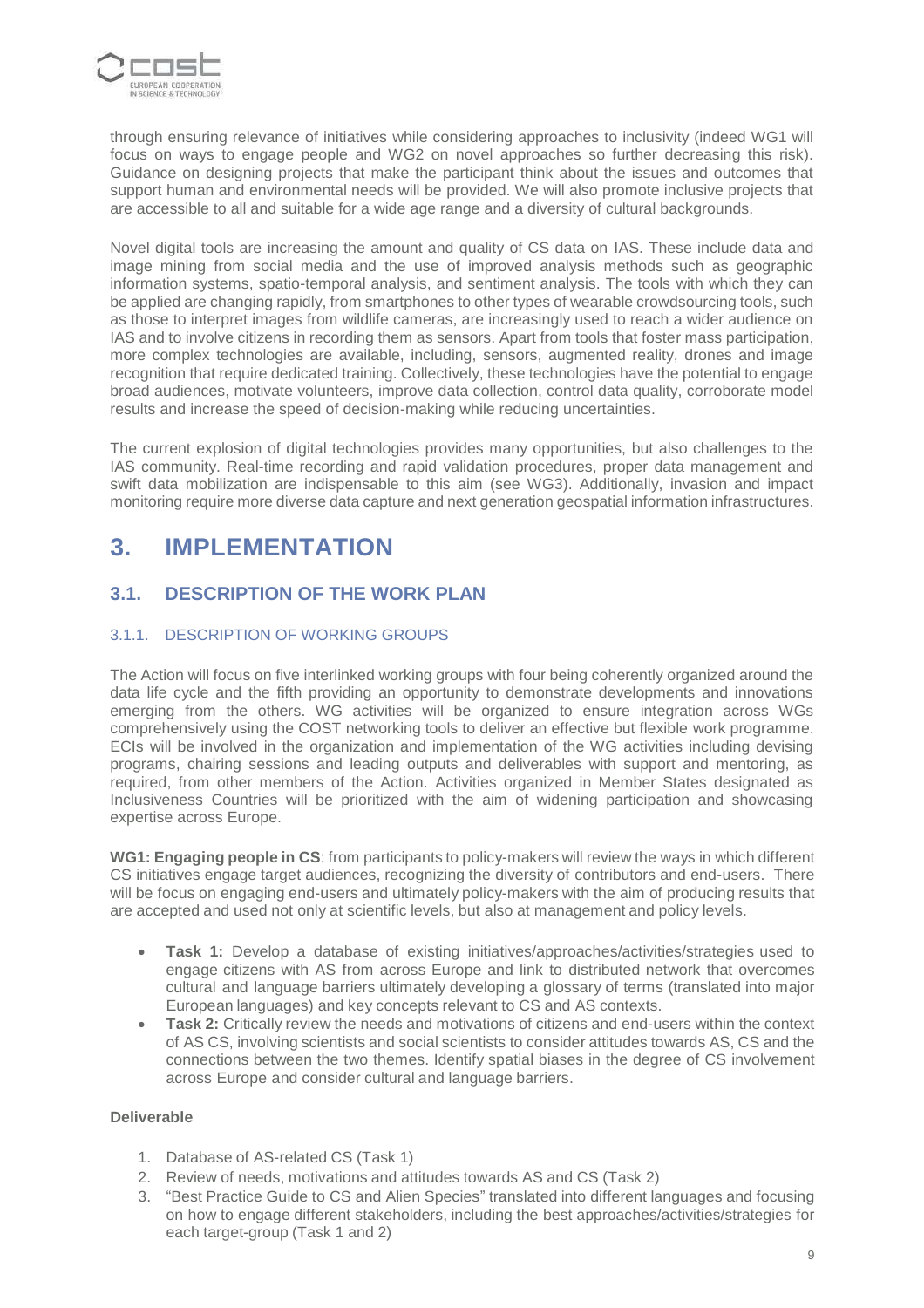through ensuring relevance of initiatives while considering approaches to inclusivity (indeed WG1 will focus on ways to engage people and WG2 on novel approaches so further decreasing this risk). Guidance on designing projects that make the participant think about the issues and outcomes that support human and environmental needs will be provided. We will also promote inclusive projects that are accessible to all and suitable for a wide age range and a diversity of cultural backgrounds.

Novel digital tools are increasing the amount and quality of CS data on IAS. These include data and image mining from social media and the use of improved analysis methods such as geographic information systems, spatio-temporal analysis, and sentiment analysis. The tools with which they can be applied are changing rapidly, from smartphones to other types of wearable crowdsourcing tools, such as those to interpret images from wildlife cameras, are increasingly used to reach a wider audience on IAS and to involve citizens in recording them as sensors. Apart from tools that foster mass participation, more complex technologies are available, including, sensors, augmented reality, drones and image recognition that require dedicated training. Collectively, these technologies have the potential to engage broad audiences, motivate volunteers, improve data collection, control data quality, corroborate model results and increase the speed of decision-making while reducing uncertainties.

The current explosion of digital technologies provides many opportunities, but also challenges to the IAS community. Real-time recording and rapid validation procedures, proper data management and swift data mobilization are indispensable to this aim (see WG3). Additionally, invasion and impact monitoring require more diverse data capture and next generation geospatial information infrastructures.

# 3. IMPLEMENTATION

## 3.1. DESCRIPTION OF THE WORK PLAN

### 3.1.1. DESCRIPTION OF WORKING GROUPS

The Action will focus on five interlinked working groups with four being coherently organized around the data life cycle and the fifth providing an opportunity to demonstrate developments and innovations emerging from the others. WG activities will be organized to ensure integration across WGs comprehensively using the COST networking tools to deliver an effective but flexible work programme. ECIs will be involved in the organization and implementation of the WG activities including devising programs, chairing sessions and leading outputs and deliverables with support and mentoring, as required, from other members of the Action. Activities organized in Member States designated as Inclusiveness Countries will be prioritized with the aim of widening participation and showcasing expertise across Europe.

**WG1: Engaging people in CS**: from participants to policy-makers will review the ways in which different CS initiatives engage target audiences, recognizing the diversity of contributors and end-users. There will be focus on engaging end-users and ultimately policy-makers with the aim of producing results that are accepted and used not only at scientific levels, but also at management and policy levels.

- **Task 1:** Develop a database of existing initiatives/approaches/activities/strategies used to engage citizens with AS from across Europe and link to distributed network that overcomes cultural and language barriers ultimately developing a glossary of terms (translated into major European languages) and key concepts relevant to CS and AS contexts.
- **Task 2:** Critically review the needs and motivations of citizens and end-users within the context of AS CS, involving scientists and social scientists to consider attitudes towards AS, CS and the connections between the two themes. Identify spatial biases in the degree of CS involvement across Europe and consider cultural and language barriers.

**Deliverable**

1. Database of AS-related CS (Task 1)
2. Review of needs, motivations and attitudes towards AS and CS (Task 2)
3. "Best Practice Guide to CS and Alien Species" translated into different languages and focusing on how to engage different stakeholders, including the best approaches/activities/strategies for each target-group (Task 1 and 2)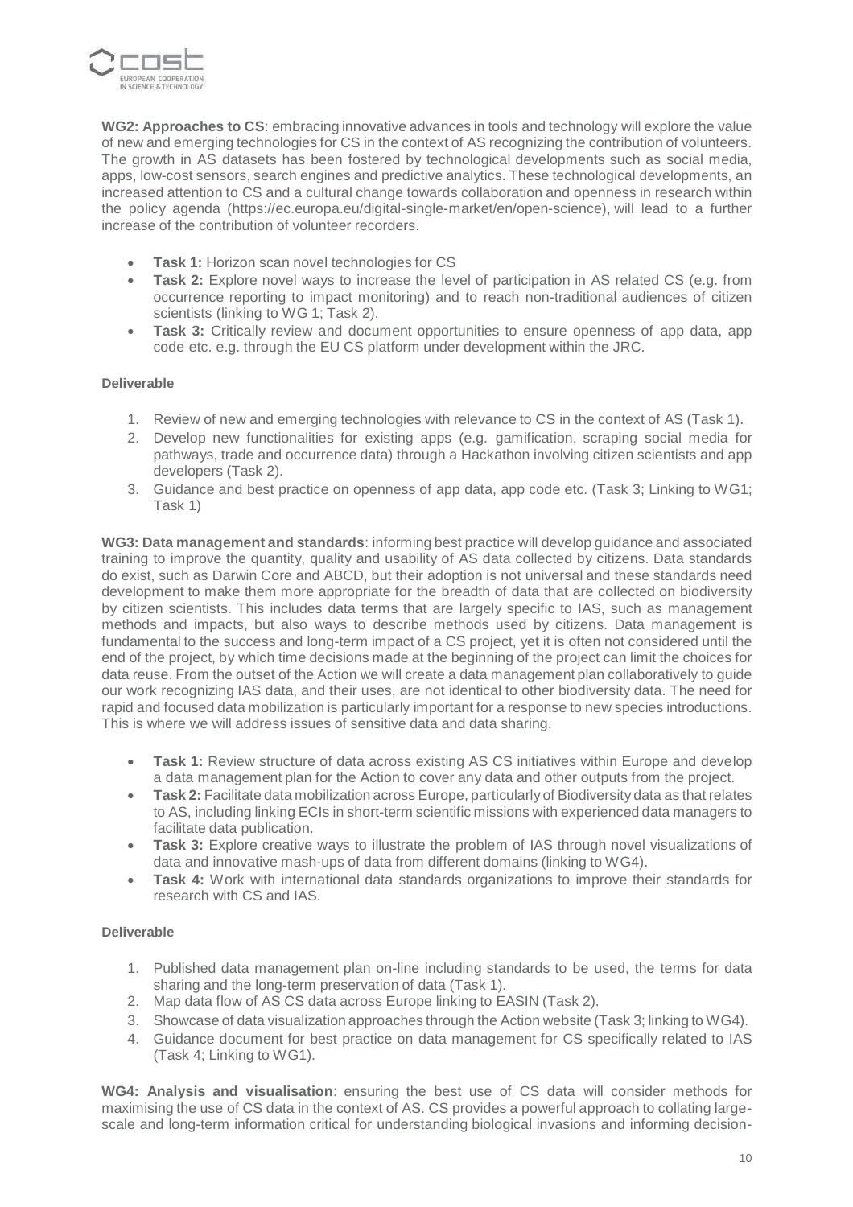**WG2: Approaches to CS**: embracing innovative advances in tools and technology will explore the value of new and emerging technologies for CS in the context of AS recognizing the contribution of volunteers. The growth in AS datasets has been fostered by technological developments such as social media, apps, low-cost sensors, search engines and predictive analytics. These technological developments, an increased attention to CS and a cultural change towards collaboration and openness in research within the policy agenda (https://ec.europa.eu/digital-single-market/en/open-science), will lead to a further increase of the contribution of volunteer recorders.

- **Task 1:** Horizon scan novel technologies for CS
- **Task 2:** Explore novel ways to increase the level of participation in AS related CS (e.g. from occurrence reporting to impact monitoring) and to reach non-traditional audiences of citizen scientists (linking to WG 1; Task 2).
- **Task 3:** Critically review and document opportunities to ensure openness of app data, app code etc. e.g. through the EU CS platform under development within the JRC.

**Deliverable**

1. Review of new and emerging technologies with relevance to CS in the context of AS (Task 1).
2. Develop new functionalities for existing apps (e.g. gamification, scraping social media for pathways, trade and occurrence data) through a Hackathon involving citizen scientists and app developers (Task 2).
3. Guidance and best practice on openness of app data, app code etc. (Task 3; Linking to WG1; Task 1)

**WG3: Data management and standards**: informing best practice will develop guidance and associated training to improve the quantity, quality and usability of AS data collected by citizens. Data standards do exist, such as Darwin Core and ABCD, but their adoption is not universal and these standards need development to make them more appropriate for the breadth of data that are collected on biodiversity by citizen scientists. This includes data terms that are largely specific to IAS, such as management methods and impacts, but also ways to describe methods used by citizens. Data management is fundamental to the success and long-term impact of a CS project, yet it is often not considered until the end of the project, by which time decisions made at the beginning of the project can limit the choices for data reuse. From the outset of the Action we will create a data management plan collaboratively to guide our work recognizing IAS data, and their uses, are not identical to other biodiversity data. The need for rapid and focused data mobilization is particularly important for a response to new species introductions. This is where we will address issues of sensitive data and data sharing.

- **Task 1:** Review structure of data across existing AS CS initiatives within Europe and develop a data management plan for the Action to cover any data and other outputs from the project.
- **Task 2:** Facilitate data mobilization across Europe, particularly of Biodiversity data as that relates to AS, including linking ECIs in short-term scientific missions with experienced data managers to facilitate data publication.
- **Task 3:** Explore creative ways to illustrate the problem of IAS through novel visualizations of data and innovative mash-ups of data from different domains (linking to WG4).
- **Task 4:** Work with international data standards organizations to improve their standards for research with CS and IAS.

**Deliverable**

1. Published data management plan on-line including standards to be used, the terms for data sharing and the long-term preservation of data (Task 1).
2. Map data flow of AS CS data across Europe linking to EASIN (Task 2).
3. Showcase of data visualization approaches through the Action website (Task 3; linking to WG4).
4. Guidance document for best practice on data management for CS specifically related to IAS (Task 4; Linking to WG1).

**WG4: Analysis and visualisation**: ensuring the best use of CS data will consider methods for maximising the use of CS data in the context of AS. CS provides a powerful approach to collating large-scale and long-term information critical for understanding biological invasions and informing decision-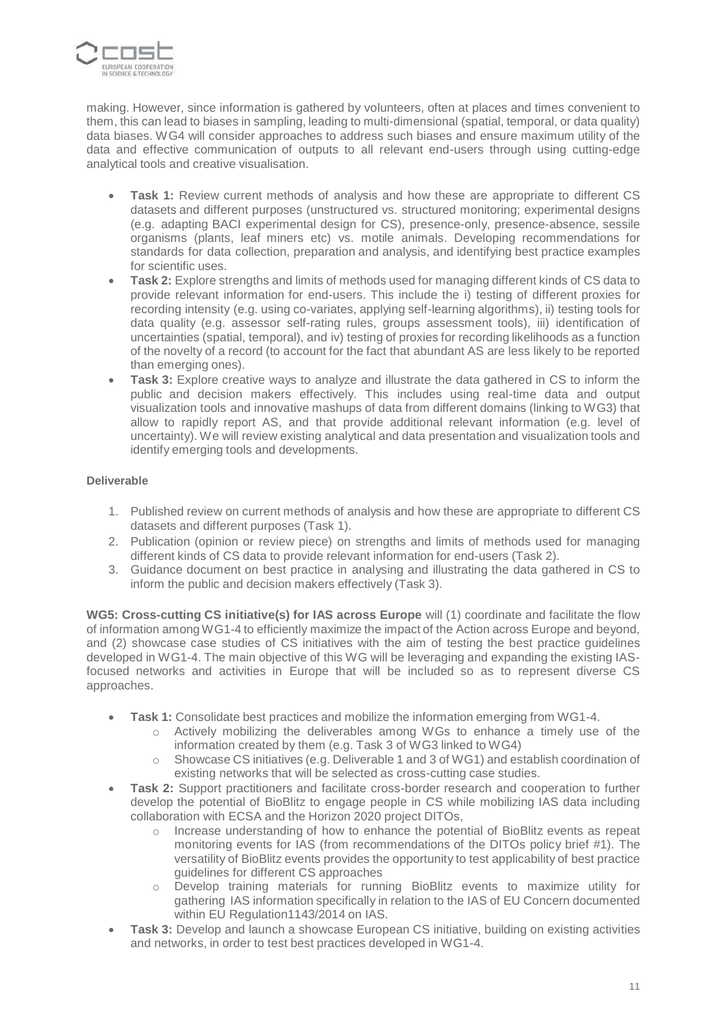making. However, since information is gathered by volunteers, often at places and times convenient to them, this can lead to biases in sampling, leading to multi-dimensional (spatial, temporal, or data quality) data biases. WG4 will consider approaches to address such biases and ensure maximum utility of the data and effective communication of outputs to all relevant end-users through using cutting-edge analytical tools and creative visualisation.

- **Task 1:** Review current methods of analysis and how these are appropriate to different CS datasets and different purposes (unstructured vs. structured monitoring; experimental designs (e.g. adapting BACI experimental design for CS), presence-only, presence-absence, sessile organisms (plants, leaf miners etc) vs. motile animals. Developing recommendations for standards for data collection, preparation and analysis, and identifying best practice examples for scientific uses.
- **Task 2:** Explore strengths and limits of methods used for managing different kinds of CS data to provide relevant information for end-users. This include the i) testing of different proxies for recording intensity (e.g. using co-variates, applying self-learning algorithms), ii) testing tools for data quality (e.g. assessor self-rating rules, groups assessment tools), iii) identification of uncertainties (spatial, temporal), and iv) testing of proxies for recording likelihoods as a function of the novelty of a record (to account for the fact that abundant AS are less likely to be reported than emerging ones).
- **Task 3:** Explore creative ways to analyze and illustrate the data gathered in CS to inform the public and decision makers effectively. This includes using real-time data and output visualization tools and innovative mashups of data from different domains (linking to WG3) that allow to rapidly report AS, and that provide additional relevant information (e.g. level of uncertainty). We will review existing analytical and data presentation and visualization tools and identify emerging tools and developments.

**Deliverable**

1. Published review on current methods of analysis and how these are appropriate to different CS datasets and different purposes (Task 1).
2. Publication (opinion or review piece) on strengths and limits of methods used for managing different kinds of CS data to provide relevant information for end-users (Task 2).
3. Guidance document on best practice in analysing and illustrating the data gathered in CS to inform the public and decision makers effectively (Task 3).

**WG5: Cross-cutting CS initiative(s) for IAS across Europe** will (1) coordinate and facilitate the flow of information among WG1-4 to efficiently maximize the impact of the Action across Europe and beyond, and (2) showcase case studies of CS initiatives with the aim of testing the best practice guidelines developed in WG1-4. The main objective of this WG will be leveraging and expanding the existing IAS-focused networks and activities in Europe that will be included so as to represent diverse CS approaches.

- **Task 1:** Consolidate best practices and mobilize the information emerging from WG1-4.
  - Actively mobilizing the deliverables among WGs to enhance a timely use of the information created by them (e.g. Task 3 of WG3 linked to WG4)
  - Showcase CS initiatives (e.g. Deliverable 1 and 3 of WG1) and establish coordination of existing networks that will be selected as cross-cutting case studies.
- **Task 2:** Support practitioners and facilitate cross-border research and cooperation to further develop the potential of BioBlitz to engage people in CS while mobilizing IAS data including collaboration with ECSA and the Horizon 2020 project DITOs,
  - Increase understanding of how to enhance the potential of BioBlitz events as repeat monitoring events for IAS (from recommendations of the DITOs policy brief #1). The versatility of BioBlitz events provides the opportunity to test applicability of best practice guidelines for different CS approaches
  - Develop training materials for running BioBlitz events to maximize utility for gathering IAS information specifically in relation to the IAS of EU Concern documented within EU Regulation1143/2014 on IAS.
- **Task 3:** Develop and launch a showcase European CS initiative, building on existing activities and networks, in order to test best practices developed in WG1-4.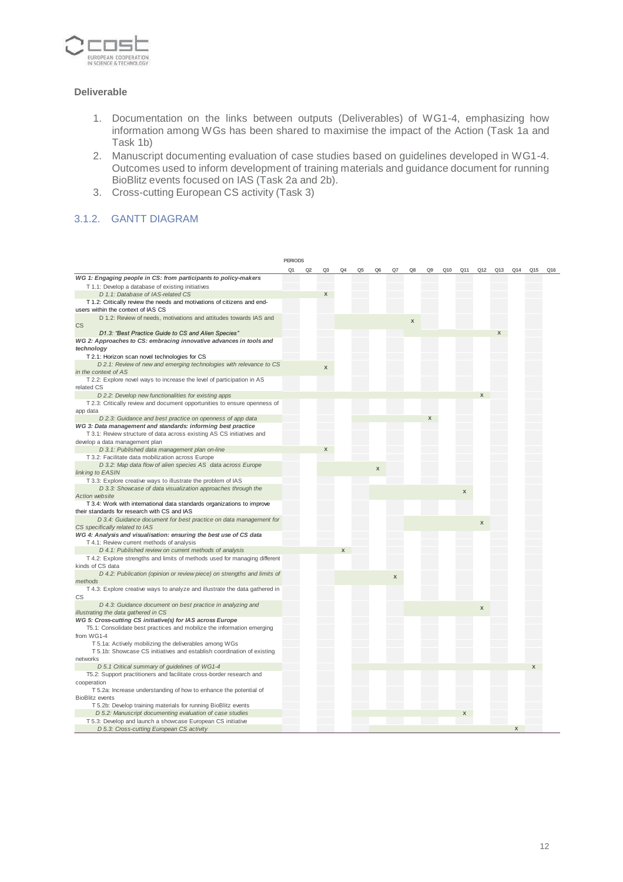**Deliverable**

1. Documentation on the links between outputs (Deliverables) of WG1-4, emphasizing how information among WGs has been shared to maximise the impact of the Action (Task 1a and Task 1b)
2. Manuscript documenting evaluation of case studies based on guidelines developed in WG1-4. Outcomes used to inform development of training materials and guidance document for running BioBlitz events focused on IAS (Task 2a and 2b).
3. Cross-cutting European CS activity (Task 3)

### 3.1.2. GANTT DIAGRAM

| | PERIODS | | | | | | | | | | | | | | | |
|---|---|---|---|---|---|---|---|---|---|---|---|---|---|---|---|---|
| | Q1 | Q2 | Q3 | Q4 | Q5 | Q6 | Q7 | Q8 | Q9 | Q10 | Q11 | Q12 | Q13 | Q14 | Q15 | Q16 |
| ***WG 1: Engaging people in CS: from participants to policy-makers*** | | | | | | | | | | | | | | | | |
| T 1.1: Develop a database of existing initiatives | | | | | | | | | | | | | | | | |
| *D 1.1: Database of IAS-related CS* | | | x | | | | | | | | | | | | | |
| T 1.2: Critically review the needs and motivations of citizens and end-users within the context of IAS CS | | | | | | | | | | | | | | | | |
| D 1.2: Review of needs, motivations and attitudes towards IAS and CS | | | | | | | | x | | | | | | | | |
| *D1.3: "Best Practice Guide to CS and Alien Species"* | | | | | | | | | | | | | x | | | |
| ***WG 2: Approaches to CS: embracing innovative advances in tools and technology*** | | | | | | | | | | | | | | | | |
| T 2.1: Horizon scan novel technologies for CS | | | | | | | | | | | | | | | | |
| *D 2.1: Review of new and emerging technologies with relevance to CS in the context of AS* | | | x | | | | | | | | | | | | | |
| T 2.2: Explore novel ways to increase the level of participation in AS related CS | | | | | | | | | | | | | | | | |
| *D 2.2: Develop new functionalities for existing apps* | | | | | | | | | | | | x | | | | |
| T 2.3: Critically review and document opportunities to ensure openness of app data | | | | | | | | | | | | | | | | |
| *D 2.3: Guidance and best practice on openness of app data* | | | | | | | | | x | | | | | | | |
| ***WG 3: Data management and standards: informing best practice*** | | | | | | | | | | | | | | | | |
| T 3.1: Review structure of data across existing AS CS initiatives and develop a data management plan | | | | | | | | | | | | | | | | |
| *D 3.1: Published data management plan on-line* | | | x | | | | | | | | | | | | | |
| T 3.2: Facilitate data mobilization across Europe | | | | | | | | | | | | | | | | |
| *D 3.2: Map data flow of alien species AS data across Europe linking to EASIN* | | | | | | x | | | | | | | | | | |
| T 3.3: Explore creative ways to illustrate the problem of IAS | | | | | | | | | | | | | | | | |
| *D 3.3: Showcase of data visualization approaches through the Action website* | | | | | | | | | | | x | | | | | |
| T 3.4: Work with international data standards organizations to improve their standards for research with CS and IAS | | | | | | | | | | | | | | | | |
| *D 3.4: Guidance document for best practice on data management for CS specifically related to IAS* | | | | | | | | | | | | x | | | | |
| ***WG 4: Analysis and visualisation: ensuring the best use of CS data*** | | | | | | | | | | | | | | | | |
| T 4.1: Review current methods of analysis | | | | | | | | | | | | | | | | |
| *D 4.1: Published review on current methods of analysis* | | | | x | | | | | | | | | | | | |
| T 4.2: Explore strengths and limits of methods used for managing different kinds of CS data | | | | | | | | | | | | | | | | |
| *D 4.2: Publication (opinion or review piece) on strengths and limits of methods* | | | | | | | x | | | | | | | | | |
| T 4.3: Explore creative ways to analyze and illustrate the data gathered in CS | | | | | | | | | | | | | | | | |
| *D 4.3: Guidance document on best practice in analyzing and illustrating the data gathered in CS* | | | | | | | | | | | | x | | | | |
| ***WG 5: Cross-cutting CS initiative(s) for IAS across Europe*** | | | | | | | | | | | | | | | | |
| T5.1: Consolidate best practices and mobilize the information emerging from WG1-4 | | | | | | | | | | | | | | | | |
| T 5.1a: Actively mobilizing the deliverables among WGs | | | | | | | | | | | | | | | | |
| T 5.1b: Showcase CS initiatives and establish coordination of existing networks | | | | | | | | | | | | | | | | |
| *D 5.1 Critical summary of guidelines of WG1-4* | | | | | | | | | | | | | | | x | |
| T5.2: Support practitioners and facilitate cross-border research and cooperation | | | | | | | | | | | | | | | | |
| T 5.2a: Increase understanding of how to enhance the potential of BioBlitz events | | | | | | | | | | | | | | | | |
| T 5.2b: Develop training materials for running BioBlitz events | | | | | | | | | | | | | | | | |
| *D 5.2: Manuscript documenting evaluation of case studies* | | | | | | | | | | | x | | | | | |
| T 5.3: Develop and launch a showcase European CS initiative | | | | | | | | | | | | | | | | |
| *D 5.3: Cross-cutting European CS activity* | | | | | | | | | | | | | | x | | |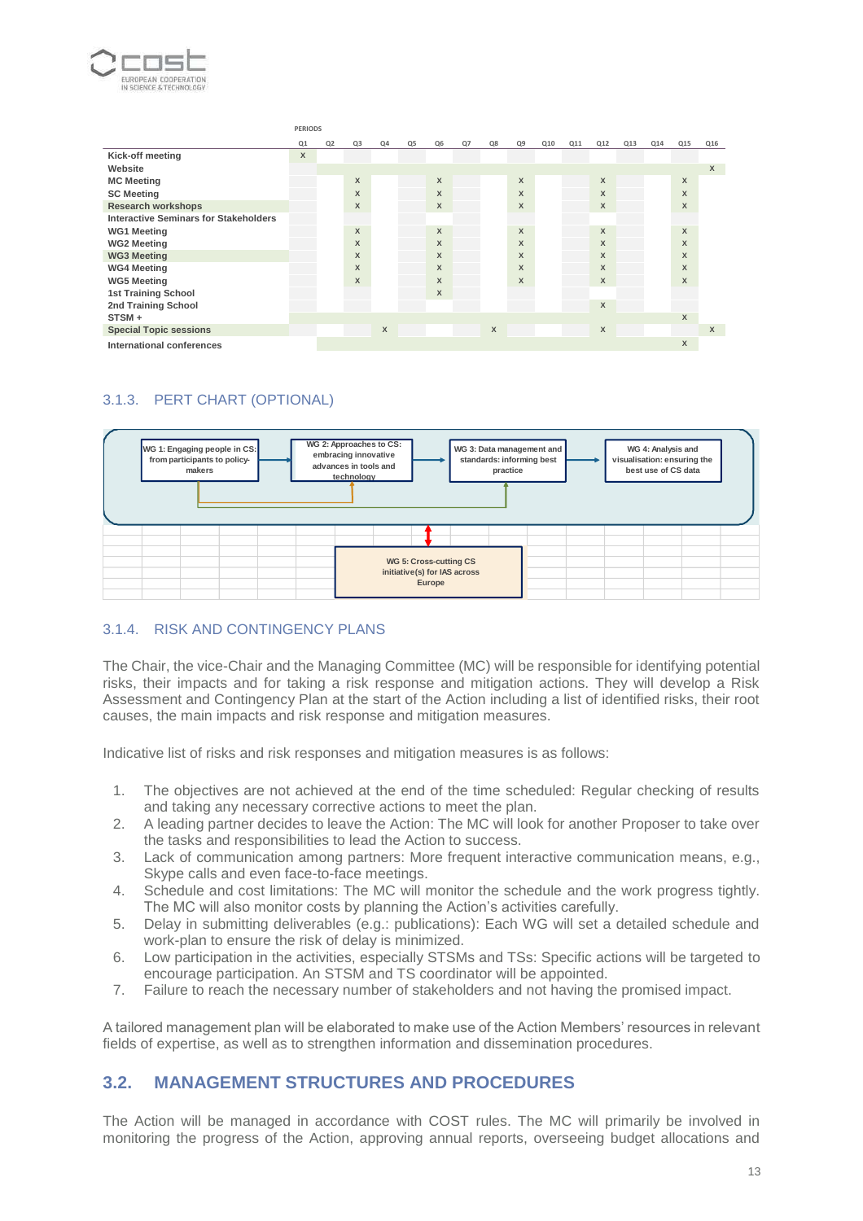| | PERIODS | | | | | | | | | | | | | | | |
|---|---|---|---|---|---|---|---|---|---|---|---|---|---|---|---|---|
| | Q1 | Q2 | Q3 | Q4 | Q5 | Q6 | Q7 | Q8 | Q9 | Q10 | Q11 | Q12 | Q13 | Q14 | Q15 | Q16 |
| **Kick-off meeting** | x | | | | | | | | | | | | | | | |
| **Website** | | | | | | | | | | | | | | | | x |
| **MC Meeting** | | | x | | | x | | | x | | | x | | | x | |
| **SC Meeting** | | | x | | | x | | | x | | | x | | | x | |
| **Research workshops** | | | x | | | x | | | x | | | x | | | x | |
| **Interactive Seminars for Stakeholders** | | | | | | | | | | | | | | | | |
| **WG1 Meeting** | | | x | | | x | | | x | | | x | | | x | |
| **WG2 Meeting** | | | x | | | x | | | x | | | x | | | x | |
| **WG3 Meeting** | | | x | | | x | | | x | | | x | | | x | |
| **WG4 Meeting** | | | x | | | x | | | x | | | x | | | x | |
| **WG5 Meeting** | | | x | | | x | | | x | | | x | | | x | |
| **1st Training School** | | | | | | x | | | | | | | | | | |
| **2nd Training School** | | | | | | | | | | | | x | | | | |
| **STSM +** | | | | | | | | | | | | | | | x | |
| **Special Topic sessions** | | | | x | | | | x | | | | x | | | | x |
| **International conferences** | | | | | | | | | | | | | | | x | |

### 3.1.3. PERT CHART (OPTIONAL)

WG 1: Engaging people in CS: from participants to policy-makers → WG 2: Approaches to CS: embracing innovative advances in tools and technology → WG 3: Data management and standards: informing best practice → WG 4: Analysis and visualisation: ensuring the best use of CS data

WG 5: Cross-cutting CS initiative(s) for IAS across Europe

### 3.1.4. RISK AND CONTINGENCY PLANS

The Chair, the vice-Chair and the Managing Committee (MC) will be responsible for identifying potential risks, their impacts and for taking a risk response and mitigation actions. They will develop a Risk Assessment and Contingency Plan at the start of the Action including a list of identified risks, their root causes, the main impacts and risk response and mitigation measures.

Indicative list of risks and risk responses and mitigation measures is as follows:

1. The objectives are not achieved at the end of the time scheduled: Regular checking of results and taking any necessary corrective actions to meet the plan.
2. A leading partner decides to leave the Action: The MC will look for another Proposer to take over the tasks and responsibilities to lead the Action to success.
3. Lack of communication among partners: More frequent interactive communication means, e.g., Skype calls and even face-to-face meetings.
4. Schedule and cost limitations: The MC will monitor the schedule and the work progress tightly. The MC will also monitor costs by planning the Action's activities carefully.
5. Delay in submitting deliverables (e.g.: publications): Each WG will set a detailed schedule and work-plan to ensure the risk of delay is minimized.
6. Low participation in the activities, especially STSMs and TSs: Specific actions will be targeted to encourage participation. An STSM and TS coordinator will be appointed.
7. Failure to reach the necessary number of stakeholders and not having the promised impact.

A tailored management plan will be elaborated to make use of the Action Members' resources in relevant fields of expertise, as well as to strengthen information and dissemination procedures.

## 3.2. MANAGEMENT STRUCTURES AND PROCEDURES

The Action will be managed in accordance with COST rules. The MC will primarily be involved in monitoring the progress of the Action, approving annual reports, overseeing budget allocations and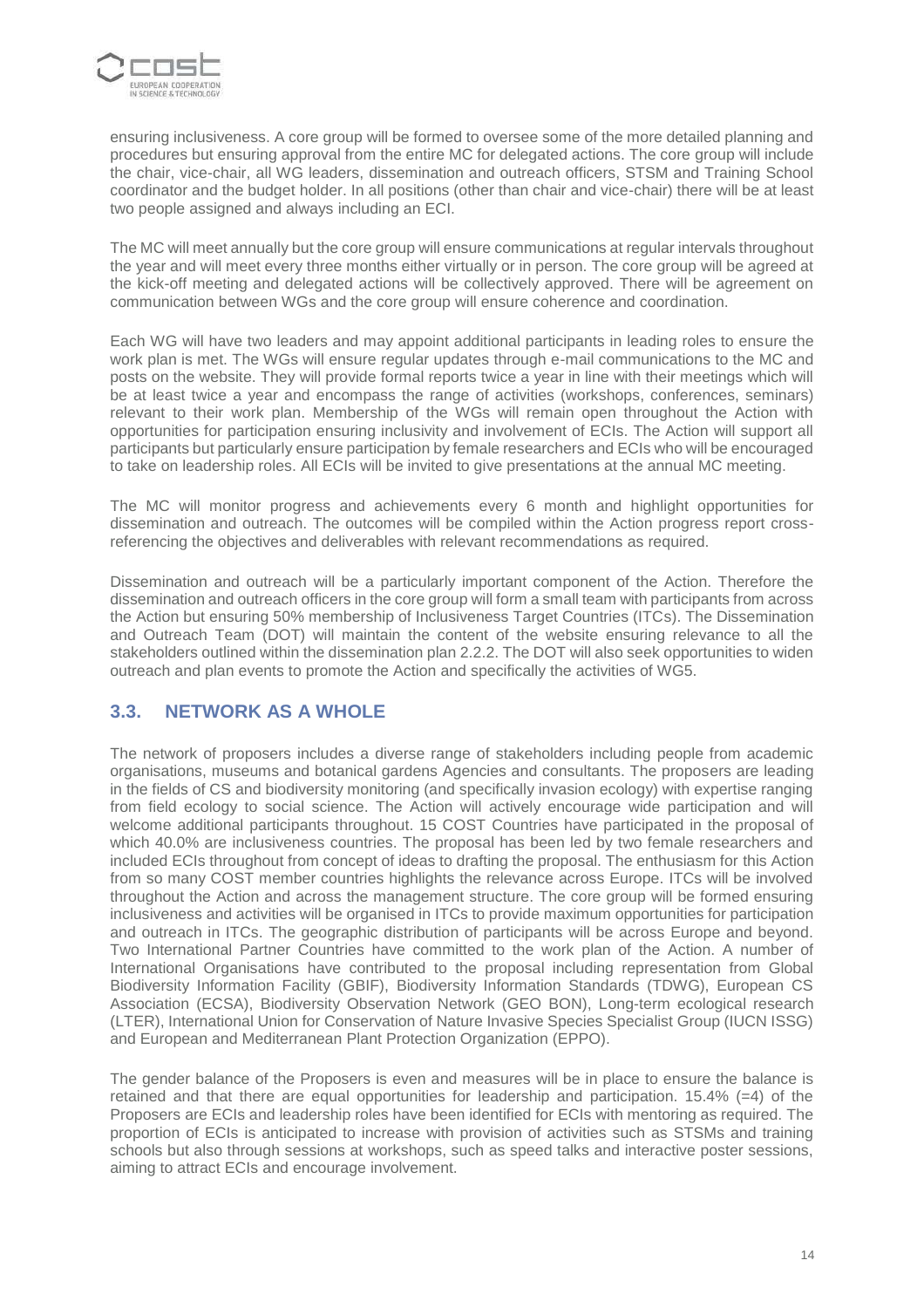ensuring inclusiveness. A core group will be formed to oversee some of the more detailed planning and procedures but ensuring approval from the entire MC for delegated actions. The core group will include the chair, vice-chair, all WG leaders, dissemination and outreach officers, STSM and Training School coordinator and the budget holder. In all positions (other than chair and vice-chair) there will be at least two people assigned and always including an ECI.

The MC will meet annually but the core group will ensure communications at regular intervals throughout the year and will meet every three months either virtually or in person. The core group will be agreed at the kick-off meeting and delegated actions will be collectively approved. There will be agreement on communication between WGs and the core group will ensure coherence and coordination.

Each WG will have two leaders and may appoint additional participants in leading roles to ensure the work plan is met. The WGs will ensure regular updates through e-mail communications to the MC and posts on the website. They will provide formal reports twice a year in line with their meetings which will be at least twice a year and encompass the range of activities (workshops, conferences, seminars) relevant to their work plan. Membership of the WGs will remain open throughout the Action with opportunities for participation ensuring inclusivity and involvement of ECIs. The Action will support all participants but particularly ensure participation by female researchers and ECIs who will be encouraged to take on leadership roles. All ECIs will be invited to give presentations at the annual MC meeting.

The MC will monitor progress and achievements every 6 month and highlight opportunities for dissemination and outreach. The outcomes will be compiled within the Action progress report cross-referencing the objectives and deliverables with relevant recommendations as required.

Dissemination and outreach will be a particularly important component of the Action. Therefore the dissemination and outreach officers in the core group will form a small team with participants from across the Action but ensuring 50% membership of Inclusiveness Target Countries (ITCs). The Dissemination and Outreach Team (DOT) will maintain the content of the website ensuring relevance to all the stakeholders outlined within the dissemination plan 2.2.2. The DOT will also seek opportunities to widen outreach and plan events to promote the Action and specifically the activities of WG5.

## 3.3. NETWORK AS A WHOLE

The network of proposers includes a diverse range of stakeholders including people from academic organisations, museums and botanical gardens Agencies and consultants. The proposers are leading in the fields of CS and biodiversity monitoring (and specifically invasion ecology) with expertise ranging from field ecology to social science. The Action will actively encourage wide participation and will welcome additional participants throughout. 15 COST Countries have participated in the proposal of which 40.0% are inclusiveness countries. The proposal has been led by two female researchers and included ECIs throughout from concept of ideas to drafting the proposal. The enthusiasm for this Action from so many COST member countries highlights the relevance across Europe. ITCs will be involved throughout the Action and across the management structure. The core group will be formed ensuring inclusiveness and activities will be organised in ITCs to provide maximum opportunities for participation and outreach in ITCs. The geographic distribution of participants will be across Europe and beyond. Two International Partner Countries have committed to the work plan of the Action. A number of International Organisations have contributed to the proposal including representation from Global Biodiversity Information Facility (GBIF), Biodiversity Information Standards (TDWG), European CS Association (ECSA), Biodiversity Observation Network (GEO BON), Long-term ecological research (LTER), International Union for Conservation of Nature Invasive Species Specialist Group (IUCN ISSG) and European and Mediterranean Plant Protection Organization (EPPO).

The gender balance of the Proposers is even and measures will be in place to ensure the balance is retained and that there are equal opportunities for leadership and participation. 15.4% (=4) of the Proposers are ECIs and leadership roles have been identified for ECIs with mentoring as required. The proportion of ECIs is anticipated to increase with provision of activities such as STSMs and training schools but also through sessions at workshops, such as speed talks and interactive poster sessions, aiming to attract ECIs and encourage involvement.